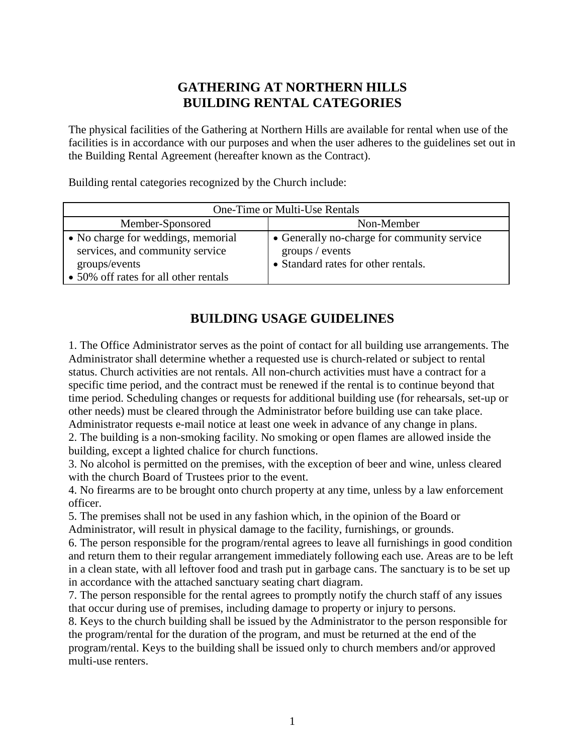# GATHERING AT NORTHERN HILLS
# BUILDING RENTAL CATEGORIES

The physical facilities of the Gathering at Northern Hills are available for rental when use of the facilities is in accordance with our purposes and when the user adheres to the guidelines set out in the Building Rental Agreement (hereafter known as the Contract).

Building rental categories recognized by the Church include:

| One-Time or Multi-Use Rentals | |
|---|---|
| Member-Sponsored | Non-Member |
| • No charge for weddings, memorial services, and community service groups/events<br>• 50% off rates for all other rentals | • Generally no-charge for community service groups / events<br>• Standard rates for other rentals. |

## BUILDING USAGE GUIDELINES

1. The Office Administrator serves as the point of contact for all building use arrangements. The Administrator shall determine whether a requested use is church-related or subject to rental status. Church activities are not rentals. All non-church activities must have a contract for a specific time period, and the contract must be renewed if the rental is to continue beyond that time period. Scheduling changes or requests for additional building use (for rehearsals, set-up or other needs) must be cleared through the Administrator before building use can take place. Administrator requests e-mail notice at least one week in advance of any change in plans.
2. The building is a non-smoking facility. No smoking or open flames are allowed inside the building, except a lighted chalice for church functions.
3. No alcohol is permitted on the premises, with the exception of beer and wine, unless cleared with the church Board of Trustees prior to the event.
4. No firearms are to be brought onto church property at any time, unless by a law enforcement officer.
5. The premises shall not be used in any fashion which, in the opinion of the Board or Administrator, will result in physical damage to the facility, furnishings, or grounds.
6. The person responsible for the program/rental agrees to leave all furnishings in good condition and return them to their regular arrangement immediately following each use. Areas are to be left in a clean state, with all leftover food and trash put in garbage cans. The sanctuary is to be set up in accordance with the attached sanctuary seating chart diagram.
7. The person responsible for the rental agrees to promptly notify the church staff of any issues that occur during use of premises, including damage to property or injury to persons.
8. Keys to the church building shall be issued by the Administrator to the person responsible for the program/rental for the duration of the program, and must be returned at the end of the program/rental. Keys to the building shall be issued only to church members and/or approved multi-use renters.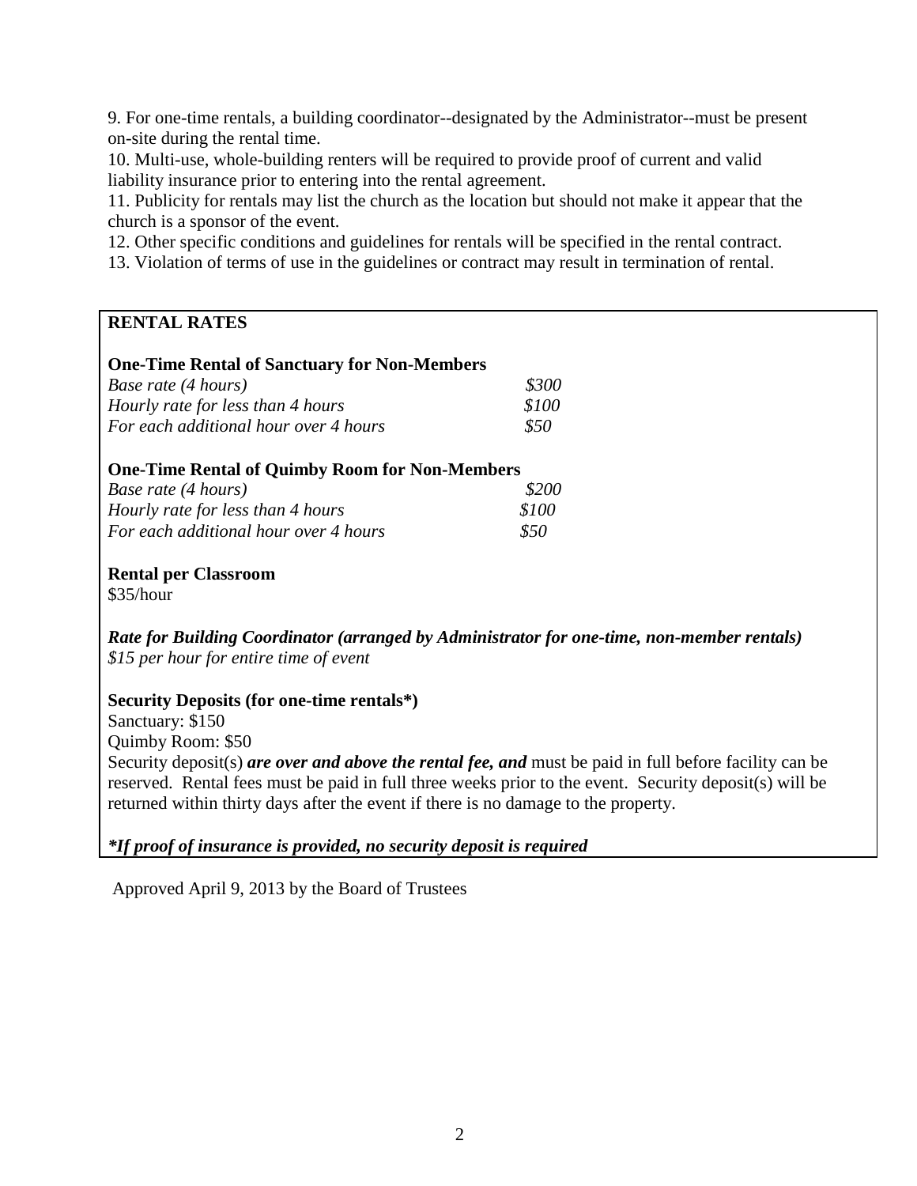9. For one-time rentals, a building coordinator--designated by the Administrator--must be present on-site during the rental time.
10. Multi-use, whole-building renters will be required to provide proof of current and valid liability insurance prior to entering into the rental agreement.
11. Publicity for rentals may list the church as the location but should not make it appear that the church is a sponsor of the event.
12. Other specific conditions and guidelines for rentals will be specified in the rental contract.
13. Violation of terms of use in the guidelines or contract may result in termination of rental.

## RENTAL RATES

**One-Time Rental of Sanctuary for Non-Members**

| | |
|---|---|
| *Base rate (4 hours)* | *$300* |
| *Hourly rate for less than 4 hours* | *$100* |
| *For each additional hour over 4 hours* | *$50* |

**One-Time Rental of Quimby Room for Non-Members**

| | |
|---|---|
| *Base rate (4 hours)* | *$200* |
| *Hourly rate for less than 4 hours* | *$100* |
| *For each additional hour over 4 hours* | *$50* |

**Rental per Classroom**
$35/hour

***Rate for Building Coordinator (arranged by Administrator for one-time, non-member rentals)***
*$15 per hour for entire time of event*

**Security Deposits (for one-time rentals*)**
Sanctuary: $150
Quimby Room: $50
Security deposit(s) ***are over and above the rental fee, and*** must be paid in full before facility can be reserved. Rental fees must be paid in full three weeks prior to the event. Security deposit(s) will be returned within thirty days after the event if there is no damage to the property.

***If proof of insurance is provided, no security deposit is required***

Approved April 9, 2013 by the Board of Trustees